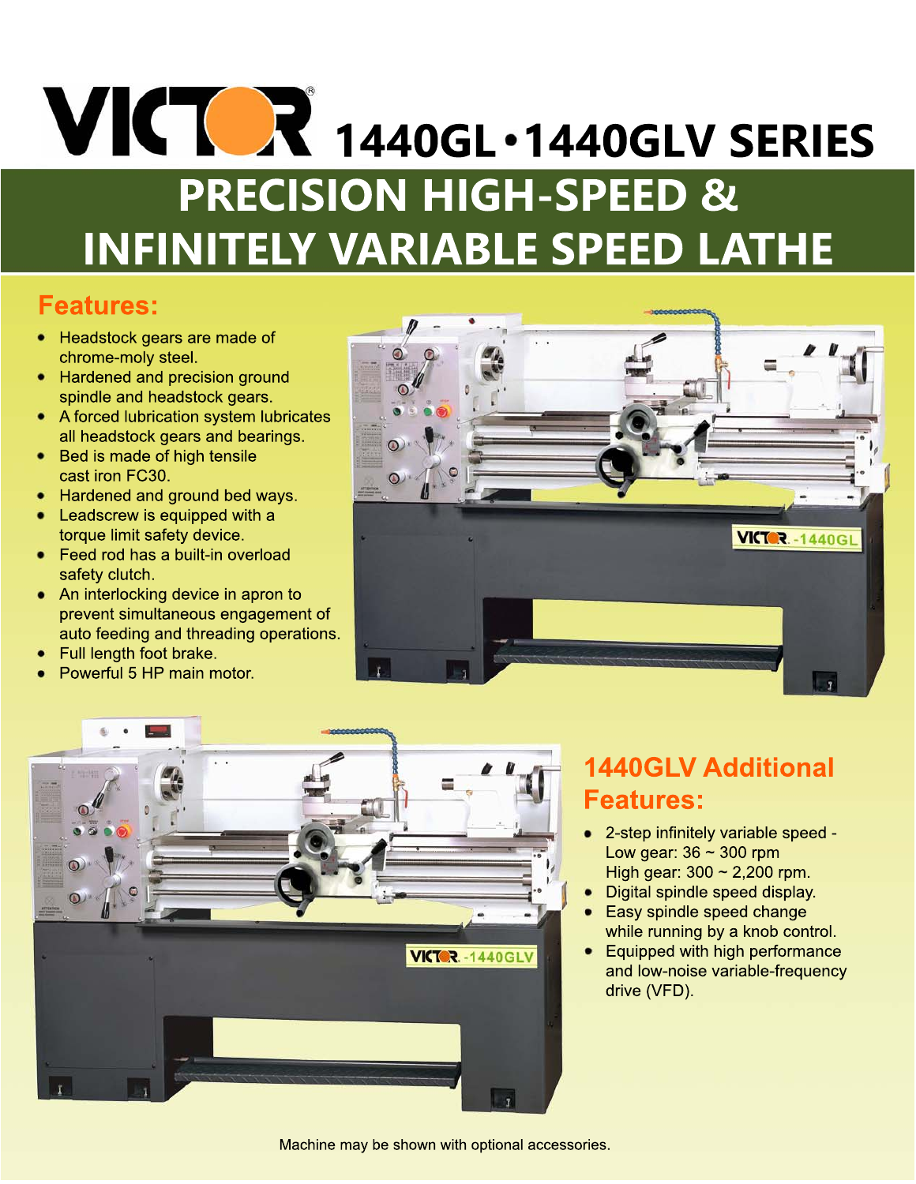# VICTOR® 1440GL • 1440GLV SERIES

## PRECISION HIGH-SPEED & INFINITELY VARIABLE SPEED LATHE

### Features:

- Headstock gears are made of chrome-moly steel.
- Hardened and precision ground spindle and headstock gears.
- A forced lubrication system lubricates all headstock gears and bearings.
- Bed is made of high tensile cast iron FC30.
- Hardened and ground bed ways.
- Leadscrew is equipped with a torque limit safety device.
- Feed rod has a built-in overload safety clutch.
- An interlocking device in apron to prevent simultaneous engagement of auto feeding and threading operations.
- Full length foot brake.
- Powerful 5 HP main motor.

### 1440GLV Additional Features:

- 2-step infinitely variable speed - Low gear: 36 ~ 300 rpm High gear: 300 ~ 2,200 rpm.
- Digital spindle speed display.
- Easy spindle speed change while running by a knob control.
- Equipped with high performance and low-noise variable-frequency drive (VFD).

Machine may be shown with optional accessories.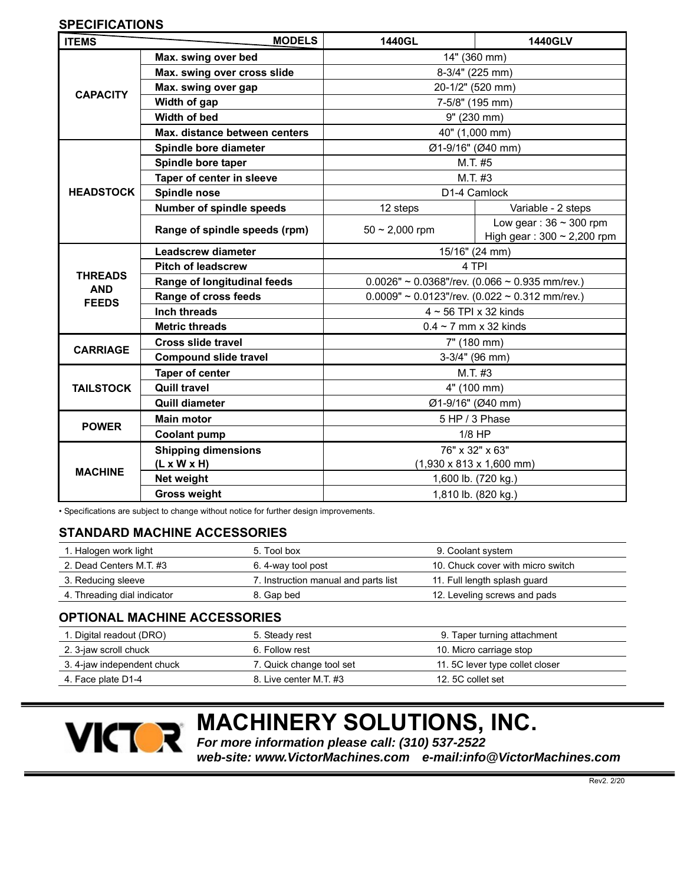## SPECIFICATIONS

| ITEMS | MODELS | 1440GL | 1440GLV |
|---|---|---|---|
| CAPACITY | Max. swing over bed | 14" (360 mm) | |
| | Max. swing over cross slide | 8-3/4" (225 mm) | |
| | Max. swing over gap | 20-1/2" (520 mm) | |
| | Width of gap | 7-5/8" (195 mm) | |
| | Width of bed | 9" (230 mm) | |
| | Max. distance between centers | 40" (1,000 mm) | |
| HEADSTOCK | Spindle bore diameter | Ø1-9/16" (Ø40 mm) | |
| | Spindle bore taper | M.T. #5 | |
| | Taper of center in sleeve | M.T. #3 | |
| | Spindle nose | D1-4 Camlock | |
| | Number of spindle speeds | 12 steps | Variable - 2 steps |
| | Range of spindle speeds (rpm) | 50 ~ 2,000 rpm | Low gear : 36 ~ 300 rpm<br>High gear : 300 ~ 2,200 rpm |
| THREADS AND FEEDS | Leadscrew diameter | 15/16" (24 mm) | |
| | Pitch of leadscrew | 4 TPI | |
| | Range of longitudinal feeds | 0.0026" ~ 0.0368"/rev. (0.066 ~ 0.935 mm/rev.) | |
| | Range of cross feeds | 0.0009" ~ 0.0123"/rev. (0.022 ~ 0.312 mm/rev.) | |
| | Inch threads | 4 ~ 56 TPI x 32 kinds | |
| | Metric threads | 0.4 ~ 7 mm x 32 kinds | |
| CARRIAGE | Cross slide travel | 7" (180 mm) | |
| | Compound slide travel | 3-3/4" (96 mm) | |
| TAILSTOCK | Taper of center | M.T. #3 | |
| | Quill travel | 4" (100 mm) | |
| | Quill diameter | Ø1-9/16" (Ø40 mm) | |
| POWER | Main motor | 5 HP / 3 Phase | |
| | Coolant pump | 1/8 HP | |
| MACHINE | Shipping dimensions (L x W x H) | 76" x 32" x 63"<br>(1,930 x 813 x 1,600 mm) | |
| | Net weight | 1,600 lb. (720 kg.) | |
| | Gross weight | 1,810 lb. (820 kg.) | |

• Specifications are subject to change without notice for further design improvements.

## STANDARD MACHINE ACCESSORIES

| | | |
|---|---|---|
| 1. Halogen work light | 5. Tool box | 9. Coolant system |
| 2. Dead Centers M.T. #3 | 6. 4-way tool post | 10. Chuck cover with micro switch |
| 3. Reducing sleeve | 7. Instruction manual and parts list | 11. Full length splash guard |
| 4. Threading dial indicator | 8. Gap bed | 12. Leveling screws and pads |

## OPTIONAL MACHINE ACCESSORIES

| | | |
|---|---|---|
| 1. Digital readout (DRO) | 5. Steady rest | 9. Taper turning attachment |
| 2. 3-jaw scroll chuck | 6. Follow rest | 10. Micro carriage stop |
| 3. 4-jaw independent chuck | 7. Quick change tool set | 11. 5C lever type collet closer |
| 4. Face plate D1-4 | 8. Live center M.T. #3 | 12. 5C collet set |

# VICTOR MACHINERY SOLUTIONS, INC.

***For more information please call: (310) 537-2522***
***web-site: www.VictorMachines.com e-mail:info@VictorMachines.com***

Rev2. 2/20